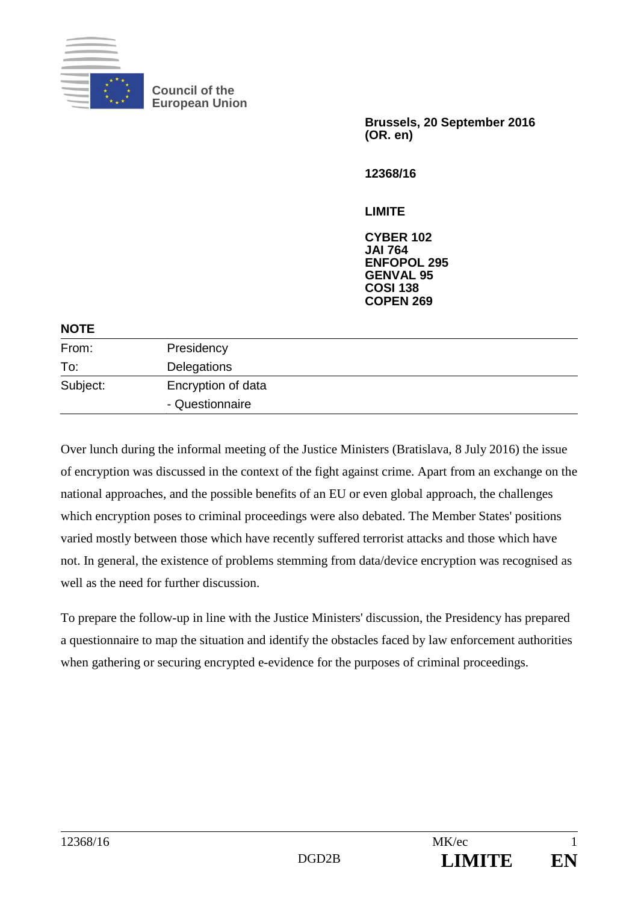Council of the
European Union

**Brussels, 20 September 2016**
**(OR. en)**

**12368/16**

**LIMITE**

**CYBER 102**
**JAI 764**
**ENFOPOL 295**
**GENVAL 95**
**COSI 138**
**COPEN 269**

**NOTE**

| | |
|---|---|
| From: | Presidency |
| To: | Delegations |
| Subject: | Encryption of data<br>- Questionnaire |

Over lunch during the informal meeting of the Justice Ministers (Bratislava, 8 July 2016) the issue of encryption was discussed in the context of the fight against crime. Apart from an exchange on the national approaches, and the possible benefits of an EU or even global approach, the challenges which encryption poses to criminal proceedings were also debated. The Member States' positions varied mostly between those which have recently suffered terrorist attacks and those which have not. In general, the existence of problems stemming from data/device encryption was recognised as well as the need for further discussion.

To prepare the follow-up in line with the Justice Ministers' discussion, the Presidency has prepared a questionnaire to map the situation and identify the obstacles faced by law enforcement authorities when gathering or securing encrypted e-evidence for the purposes of criminal proceedings.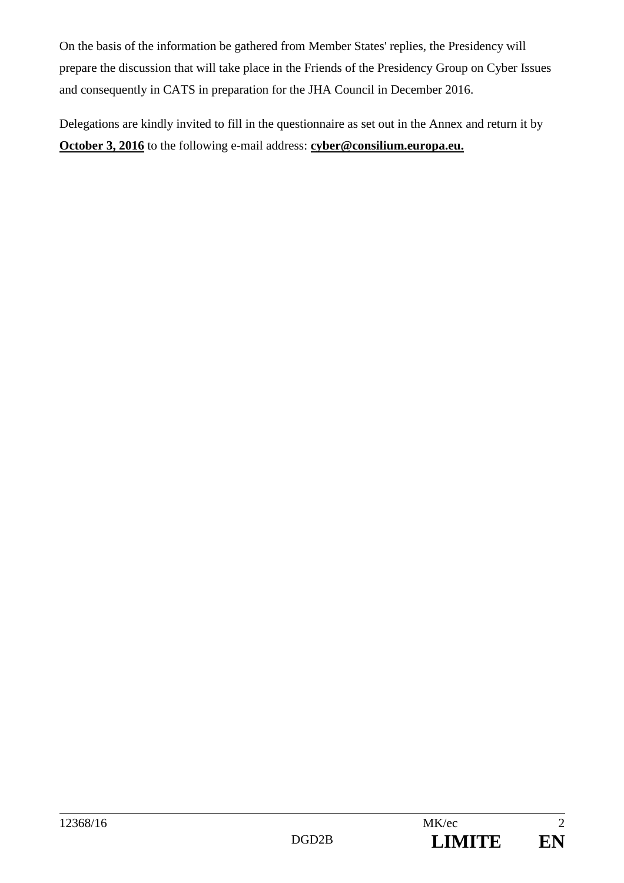On the basis of the information be gathered from Member States' replies, the Presidency will prepare the discussion that will take place in the Friends of the Presidency Group on Cyber Issues and consequently in CATS in preparation for the JHA Council in December 2016.

Delegations are kindly invited to fill in the questionnaire as set out in the Annex and return it by **October 3, 2016** to the following e-mail address: **cyber@consilium.europa.eu.**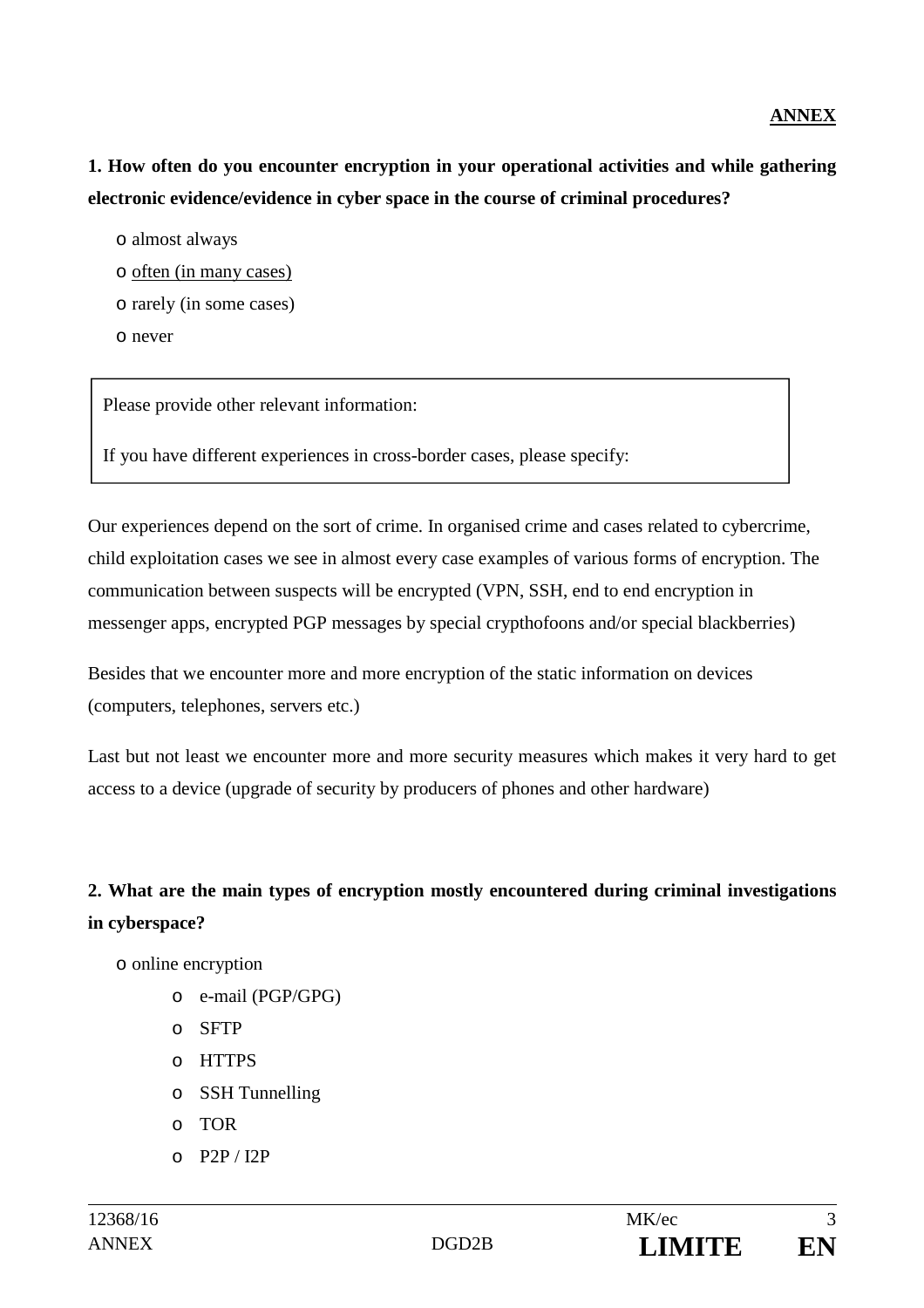**ANNEX**

**1. How often do you encounter encryption in your operational activities and while gathering electronic evidence/evidence in cyber space in the course of criminal procedures?**

- o almost always
- o <u>often (in many cases)</u>
- o rarely (in some cases)
- o never

| Please provide other relevant information:<br><br>If you have different experiences in cross-border cases, please specify: |
|---|

Our experiences depend on the sort of crime. In organised crime and cases related to cybercrime, child exploitation cases we see in almost every case examples of various forms of encryption. The communication between suspects will be encrypted (VPN, SSH, end to end encryption in messenger apps, encrypted PGP messages by special crypthofoons and/or special blackberries)

Besides that we encounter more and more encryption of the static information on devices (computers, telephones, servers etc.)

Last but not least we encounter more and more security measures which makes it very hard to get access to a device (upgrade of security by producers of phones and other hardware)

**2. What are the main types of encryption mostly encountered during criminal investigations in cyberspace?**

- o online encryption
  - o e-mail (PGP/GPG)
  - o SFTP
  - o HTTPS
  - o SSH Tunnelling
  - o TOR
  - o P2P / I2P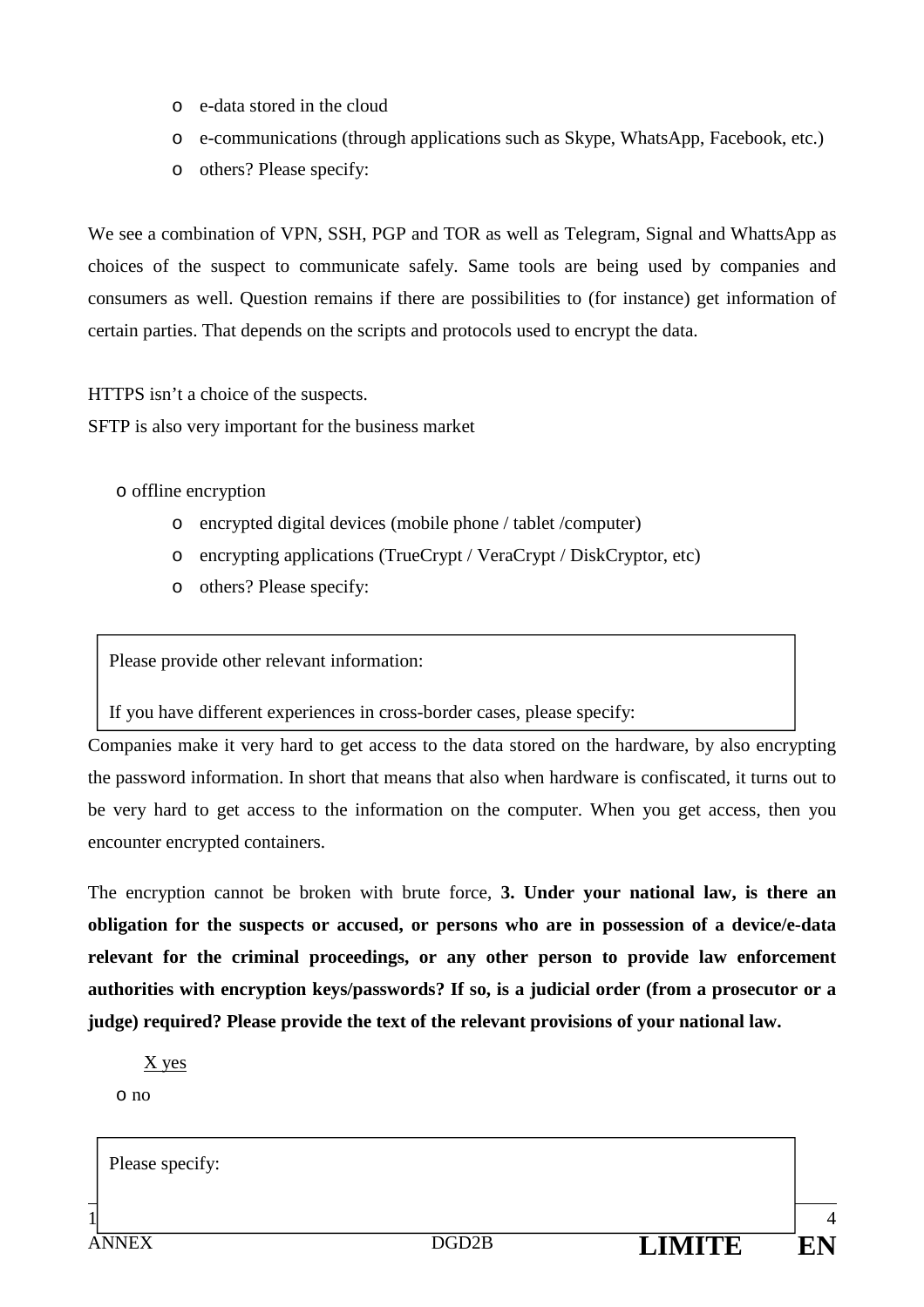- e-data stored in the cloud
- e-communications (through applications such as Skype, WhatsApp, Facebook, etc.)
- others? Please specify:

We see a combination of VPN, SSH, PGP and TOR as well as Telegram, Signal and WhattsApp as choices of the suspect to communicate safely. Same tools are being used by companies and consumers as well. Question remains if there are possibilities to (for instance) get information of certain parties. That depends on the scripts and protocols used to encrypt the data.

HTTPS isn't a choice of the suspects.
SFTP is also very important for the business market

- offline encryption
  - encrypted digital devices (mobile phone / tablet /computer)
  - encrypting applications (TrueCrypt / VeraCrypt / DiskCryptor, etc)
  - others? Please specify:

Please provide other relevant information:

If you have different experiences in cross-border cases, please specify:

Companies make it very hard to get access to the data stored on the hardware, by also encrypting the password information. In short that means that also when hardware is confiscated, it turns out to be very hard to get access to the information on the computer. When you get access, then you encounter encrypted containers.

The encryption cannot be broken with brute force, **3. Under your national law, is there an obligation for the suspects or accused, or persons who are in possession of a device/e-data relevant for the criminal proceedings, or any other person to provide law enforcement authorities with encryption keys/passwords? If so, is a judicial order (from a prosecutor or a judge) required? Please provide the text of the relevant provisions of your national law.**

X yes

o no

Please specify: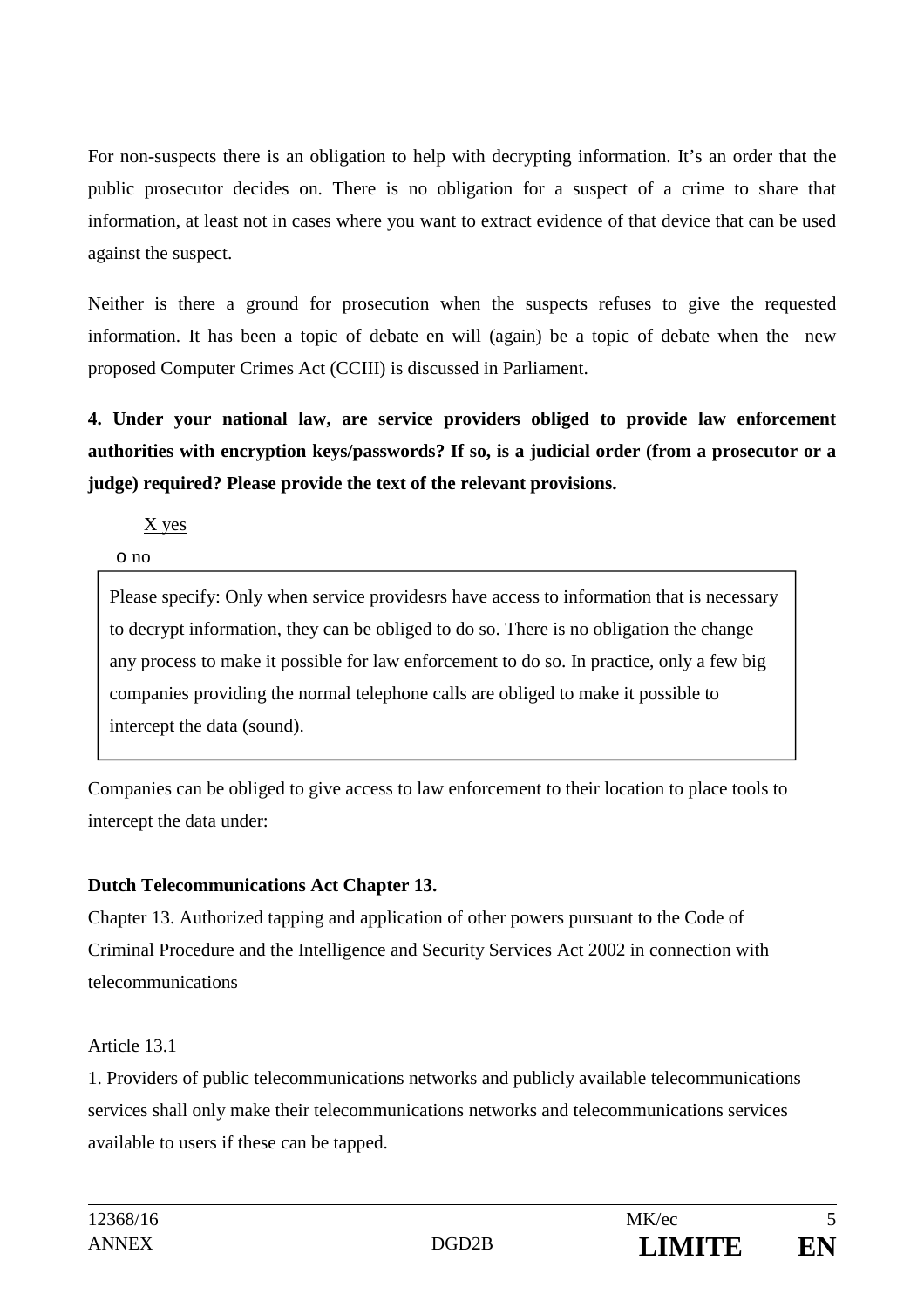For non-suspects there is an obligation to help with decrypting information. It's an order that the public prosecutor decides on. There is no obligation for a suspect of a crime to share that information, at least not in cases where you want to extract evidence of that device that can be used against the suspect.

Neither is there a ground for prosecution when the suspects refuses to give the requested information. It has been a topic of debate en will (again) be a topic of debate when the new proposed Computer Crimes Act (CCIII) is discussed in Parliament.

**4. Under your national law, are service providers obliged to provide law enforcement authorities with encryption keys/passwords? If so, is a judicial order (from a prosecutor or a judge) required? Please provide the text of the relevant provisions.**

X yes

o no

> Please specify: Only when service providesrs have access to information that is necessary to decrypt information, they can be obliged to do so. There is no obligation the change any process to make it possible for law enforcement to do so. In practice, only a few big companies providing the normal telephone calls are obliged to make it possible to intercept the data (sound).

Companies can be obliged to give access to law enforcement to their location to place tools to intercept the data under:

**Dutch Telecommunications Act Chapter 13.**

Chapter 13. Authorized tapping and application of other powers pursuant to the Code of Criminal Procedure and the Intelligence and Security Services Act 2002 in connection with telecommunications

Article 13.1

1. Providers of public telecommunications networks and publicly available telecommunications services shall only make their telecommunications networks and telecommunications services available to users if these can be tapped.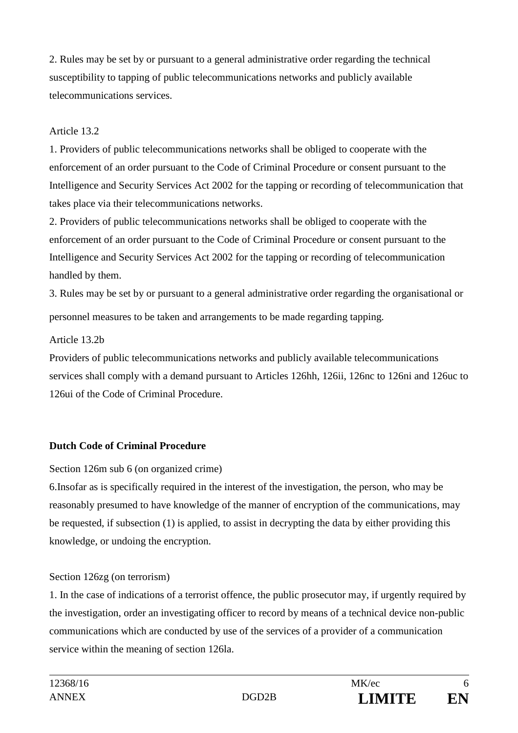2. Rules may be set by or pursuant to a general administrative order regarding the technical susceptibility to tapping of public telecommunications networks and publicly available telecommunications services.

Article 13.2

1. Providers of public telecommunications networks shall be obliged to cooperate with the enforcement of an order pursuant to the Code of Criminal Procedure or consent pursuant to the Intelligence and Security Services Act 2002 for the tapping or recording of telecommunication that takes place via their telecommunications networks.

2. Providers of public telecommunications networks shall be obliged to cooperate with the enforcement of an order pursuant to the Code of Criminal Procedure or consent pursuant to the Intelligence and Security Services Act 2002 for the tapping or recording of telecommunication handled by them.

3. Rules may be set by or pursuant to a general administrative order regarding the organisational or personnel measures to be taken and arrangements to be made regarding tapping.

Article 13.2b

Providers of public telecommunications networks and publicly available telecommunications services shall comply with a demand pursuant to Articles 126hh, 126ii, 126nc to 126ni and 126uc to 126ui of the Code of Criminal Procedure.

**Dutch Code of Criminal Procedure**

Section 126m sub 6 (on organized crime)

6.Insofar as is specifically required in the interest of the investigation, the person, who may be reasonably presumed to have knowledge of the manner of encryption of the communications, may be requested, if subsection (1) is applied, to assist in decrypting the data by either providing this knowledge, or undoing the encryption.

Section 126zg (on terrorism)

1. In the case of indications of a terrorist offence, the public prosecutor may, if urgently required by the investigation, order an investigating officer to record by means of a technical device non-public communications which are conducted by use of the services of a provider of a communication service within the meaning of section 126la.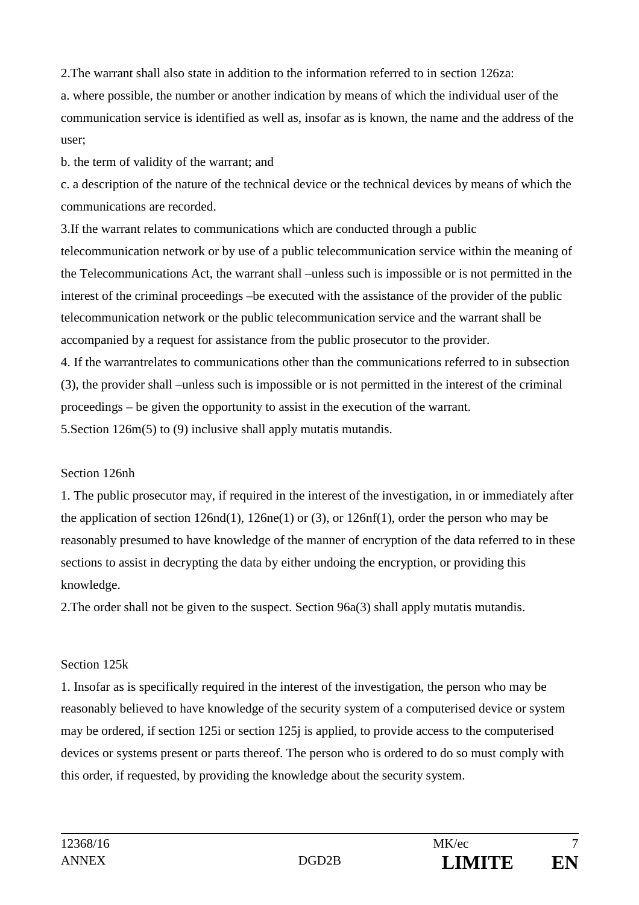2.The warrant shall also state in addition to the information referred to in section 126za:

a. where possible, the number or another indication by means of which the individual user of the communication service is identified as well as, insofar as is known, the name and the address of the user;

b. the term of validity of the warrant; and

c. a description of the nature of the technical device or the technical devices by means of which the communications are recorded.

3.If the warrant relates to communications which are conducted through a public telecommunication network or by use of a public telecommunication service within the meaning of the Telecommunications Act, the warrant shall –unless such is impossible or is not permitted in the interest of the criminal proceedings –be executed with the assistance of the provider of the public telecommunication network or the public telecommunication service and the warrant shall be accompanied by a request for assistance from the public prosecutor to the provider.

4. If the warrantrelates to communications other than the communications referred to in subsection (3), the provider shall –unless such is impossible or is not permitted in the interest of the criminal proceedings – be given the opportunity to assist in the execution of the warrant.

5.Section 126m(5) to (9) inclusive shall apply mutatis mutandis.

Section 126nh

1. The public prosecutor may, if required in the interest of the investigation, in or immediately after the application of section 126nd(1), 126ne(1) or (3), or 126nf(1), order the person who may be reasonably presumed to have knowledge of the manner of encryption of the data referred to in these sections to assist in decrypting the data by either undoing the encryption, or providing this knowledge.

2.The order shall not be given to the suspect. Section 96a(3) shall apply mutatis mutandis.

Section 125k

1. Insofar as is specifically required in the interest of the investigation, the person who may be reasonably believed to have knowledge of the security system of a computerised device or system may be ordered, if section 125i or section 125j is applied, to provide access to the computerised devices or systems present or parts thereof. The person who is ordered to do so must comply with this order, if requested, by providing the knowledge about the security system.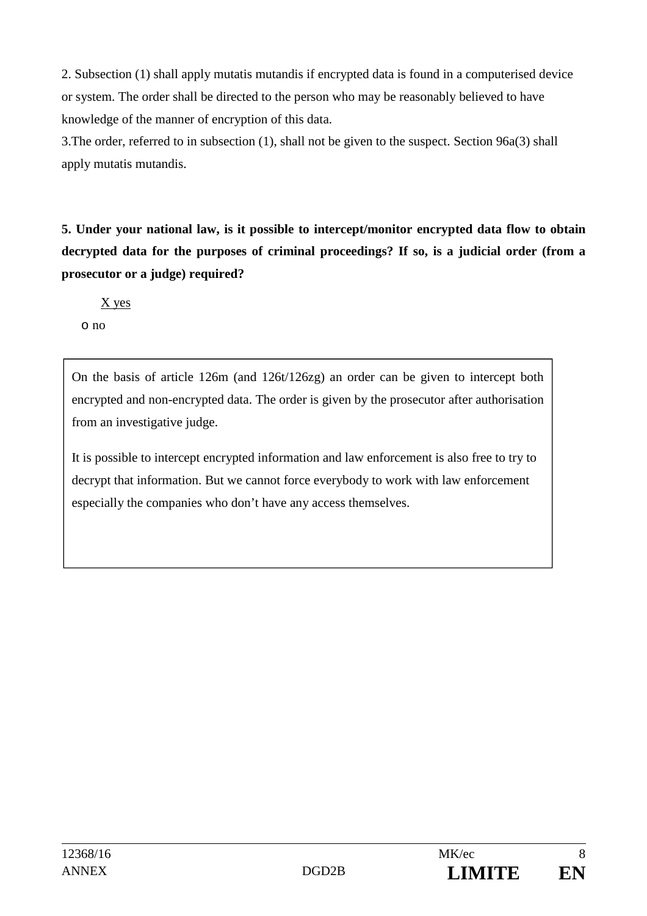2. Subsection (1) shall apply mutatis mutandis if encrypted data is found in a computerised device or system. The order shall be directed to the person who may be reasonably believed to have knowledge of the manner of encryption of this data.

3.The order, referred to in subsection (1), shall not be given to the suspect. Section 96a(3) shall apply mutatis mutandis.

**5. Under your national law, is it possible to intercept/monitor encrypted data flow to obtain decrypted data for the purposes of criminal proceedings? If so, is a judicial order (from a prosecutor or a judge) required?**

X yes

o no

On the basis of article 126m (and 126t/126zg) an order can be given to intercept both encrypted and non-encrypted data. The order is given by the prosecutor after authorisation from an investigative judge.

It is possible to intercept encrypted information and law enforcement is also free to try to decrypt that information. But we cannot force everybody to work with law enforcement especially the companies who don't have any access themselves.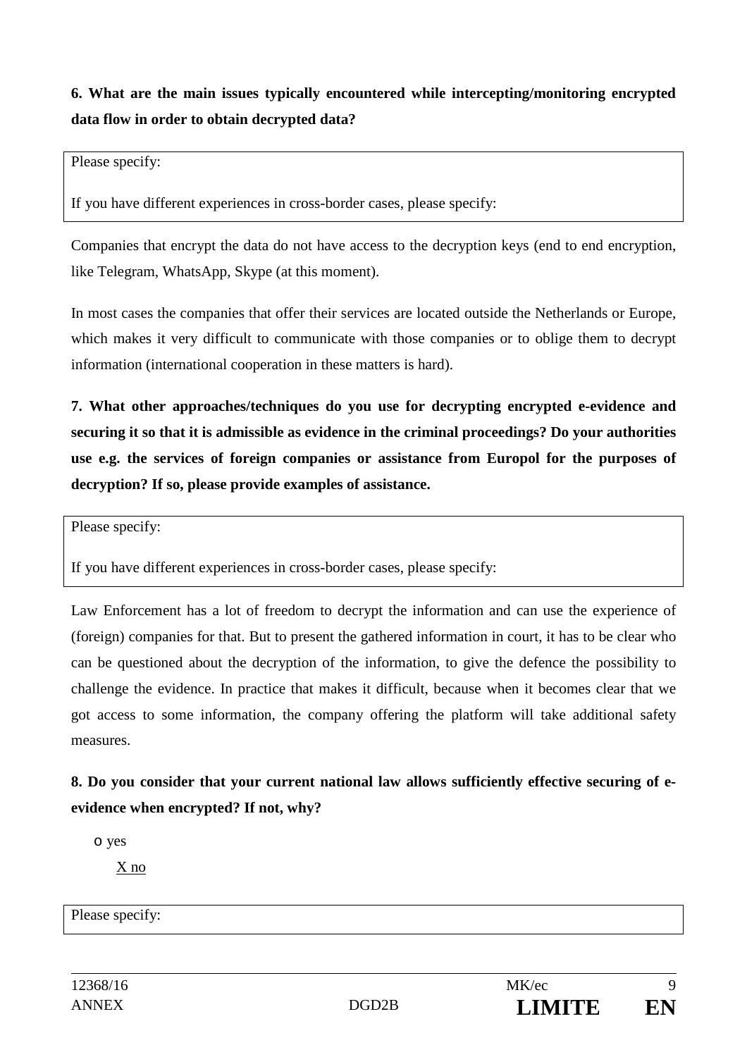**6. What are the main issues typically encountered while intercepting/monitoring encrypted data flow in order to obtain decrypted data?**

| Please specify:<br><br>If you have different experiences in cross-border cases, please specify: |
|---|

Companies that encrypt the data do not have access to the decryption keys (end to end encryption, like Telegram, WhatsApp, Skype (at this moment).

In most cases the companies that offer their services are located outside the Netherlands or Europe, which makes it very difficult to communicate with those companies or to oblige them to decrypt information (international cooperation in these matters is hard).

**7. What other approaches/techniques do you use for decrypting encrypted e-evidence and securing it so that it is admissible as evidence in the criminal proceedings? Do your authorities use e.g. the services of foreign companies or assistance from Europol for the purposes of decryption? If so, please provide examples of assistance.**

| Please specify:<br><br>If you have different experiences in cross-border cases, please specify: |
|---|

Law Enforcement has a lot of freedom to decrypt the information and can use the experience of (foreign) companies for that. But to present the gathered information in court, it has to be clear who can be questioned about the decryption of the information, to give the defence the possibility to challenge the evidence. In practice that makes it difficult, because when it becomes clear that we got access to some information, the company offering the platform will take additional safety measures.

**8. Do you consider that your current national law allows sufficiently effective securing of e-evidence when encrypted? If not, why?**

o yes

X no

| Please specify: |
|---|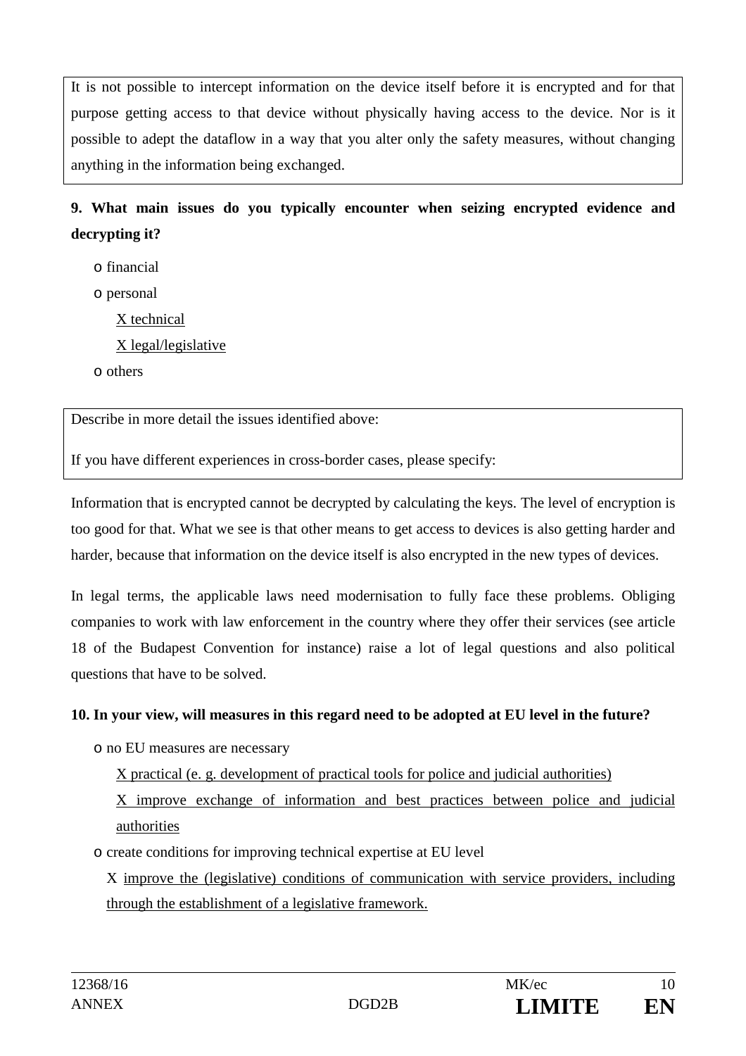It is not possible to intercept information on the device itself before it is encrypted and for that purpose getting access to that device without physically having access to the device. Nor is it possible to adept the dataflow in a way that you alter only the safety measures, without changing anything in the information being exchanged.

**9. What main issues do you typically encounter when seizing encrypted evidence and decrypting it?**

- o financial
- o personal
- X technical
- X legal/legislative
- o others

Describe in more detail the issues identified above:

If you have different experiences in cross-border cases, please specify:

Information that is encrypted cannot be decrypted by calculating the keys. The level of encryption is too good for that. What we see is that other means to get access to devices is also getting harder and harder, because that information on the device itself is also encrypted in the new types of devices.

In legal terms, the applicable laws need modernisation to fully face these problems. Obliging companies to work with law enforcement in the country where they offer their services (see article 18 of the Budapest Convention for instance) raise a lot of legal questions and also political questions that have to be solved.

**10. In your view, will measures in this regard need to be adopted at EU level in the future?**

- o no EU measures are necessary
- X practical (e. g. development of practical tools for police and judicial authorities)
- X improve exchange of information and best practices between police and judicial authorities
- o create conditions for improving technical expertise at EU level
- X improve the (legislative) conditions of communication with service providers, including through the establishment of a legislative framework.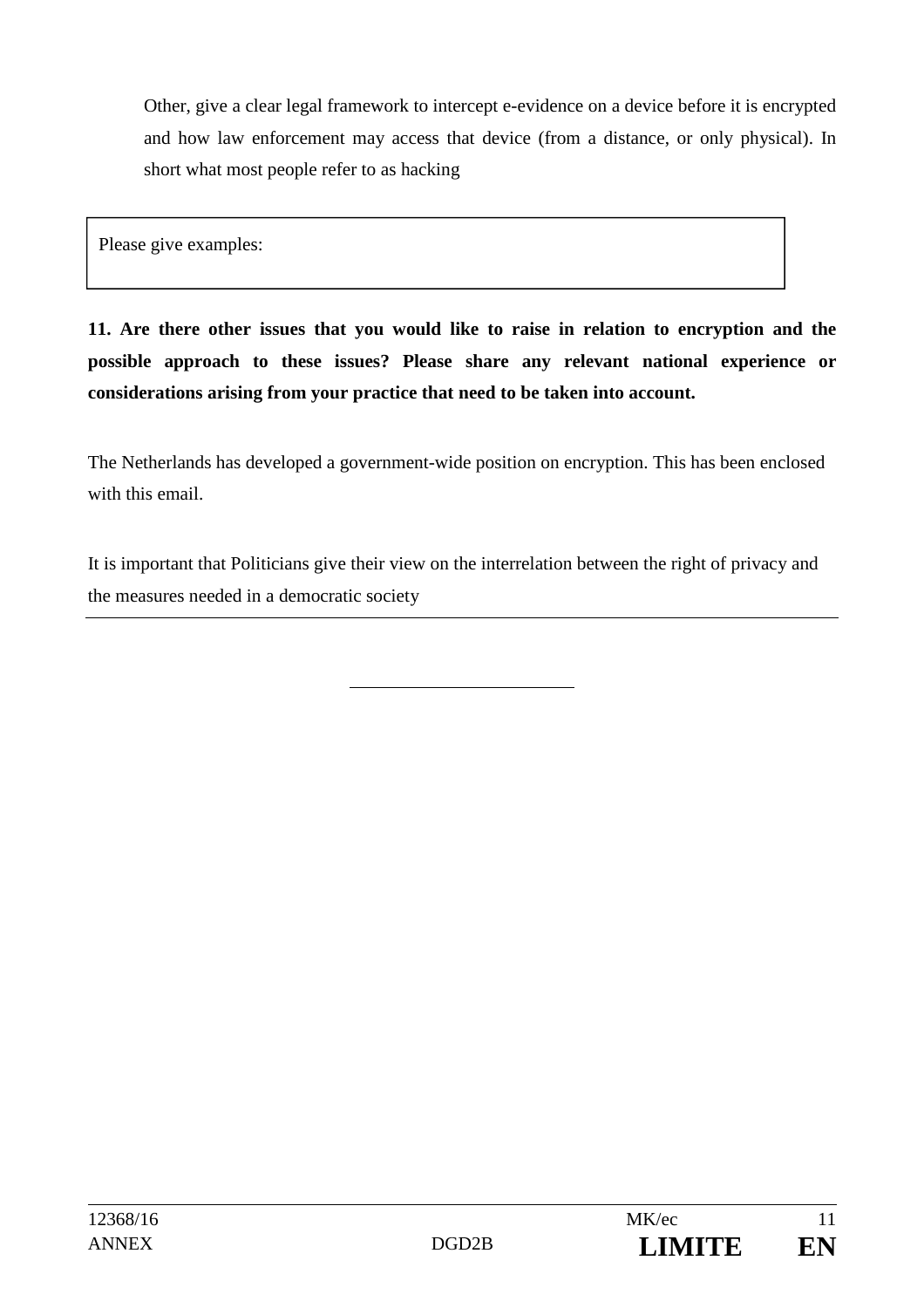Other, give a clear legal framework to intercept e-evidence on a device before it is encrypted and how law enforcement may access that device (from a distance, or only physical). In short what most people refer to as hacking

| Please give examples: |
|---|

**11. Are there other issues that you would like to raise in relation to encryption and the possible approach to these issues? Please share any relevant national experience or considerations arising from your practice that need to be taken into account.**

The Netherlands has developed a government-wide position on encryption. This has been enclosed with this email.

It is important that Politicians give their view on the interrelation between the right of privacy and the measures needed in a democratic society